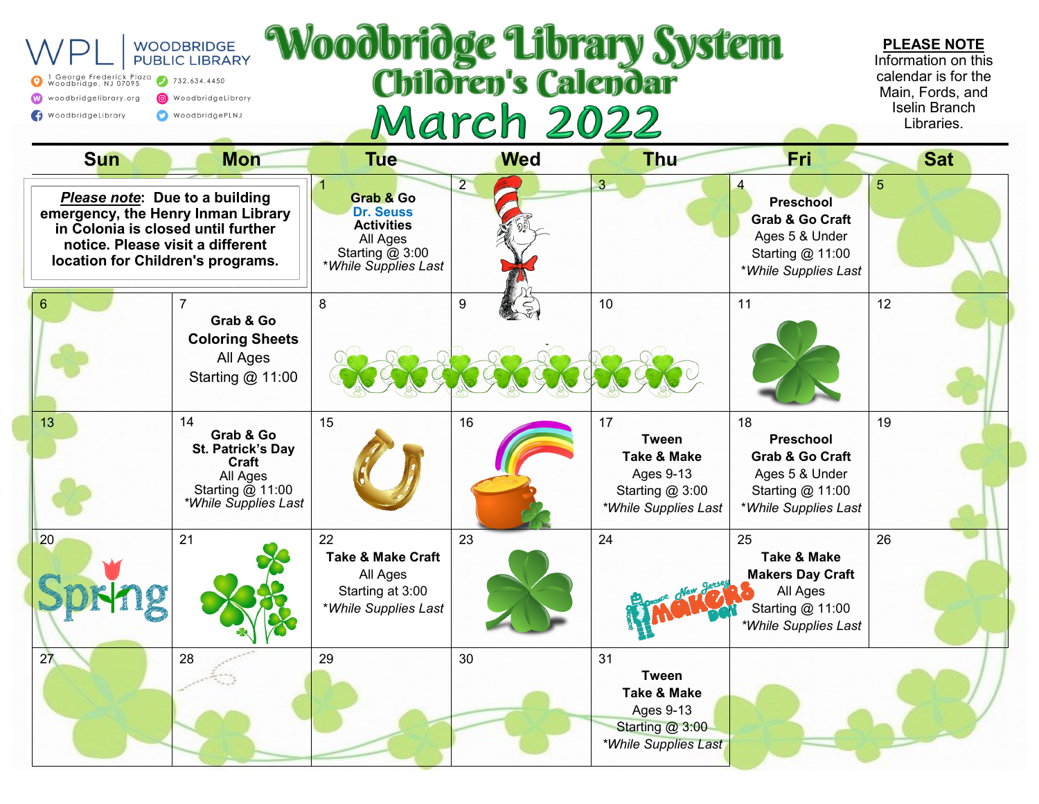WPL | WOODBRIDGE PUBLIC LIBRARY

1 George Frederick Plaza Woodbridge, NJ 07095 · 732.634.4450 · woodbridgelibrary.org · WoodbridgeLibrary · WoodbridgeLibrary · WoodbridgePLNJ

# Woodbridge Library System
## Children's Calendar
## March 2022

**PLEASE NOTE**
Information on this calendar is for the Main, Fords, and Iselin Branch Libraries.

| Sun | Mon | Tue | Wed | Thu | Fri | Sat |
|---|---|---|---|---|---|---|
| ***Please note*: Due to a building emergency, the Henry Inman Library in Colonia is closed until further notice. Please visit a different location for Children's programs.** | | 1 **Grab & Go Dr. Seuss Activities** All Ages Starting @ 3:00 *\*While Supplies Last* | 2 | 3 | 4 **Preschool Grab & Go Craft** Ages 5 & Under Starting @ 11:00 *\*While Supplies Last* | 5 |
| 6 | 7 **Grab & Go Coloring Sheets** All Ages Starting @ 11:00 | 8 | 9 | 10 | 11 | 12 |
| 13 | 14 **Grab & Go St. Patrick's Day Craft** All Ages Starting @ 11:00 *\*While Supplies Last* | 15 | 16 | 17 **Tween Take & Make** Ages 9-13 Starting @ 3:00 *\*While Supplies Last* | 18 **Preschool Grab & Go Craft** Ages 5 & Under Starting @ 11:00 *\*While Supplies Last* | 19 |
| 20 Spring | 21 | 22 **Take & Make Craft** All Ages Starting at 3:00 *\*While Supplies Last* | 23 | 24 | 25 **Take & Make Makers Day Craft** All Ages Starting @ 11:00 *\*While Supplies Last* | 26 |
| 27 | 28 | 29 | 30 | 31 **Tween Take & Make** Ages 9-13 Starting @ 3:00 *\*While Supplies Last* | | |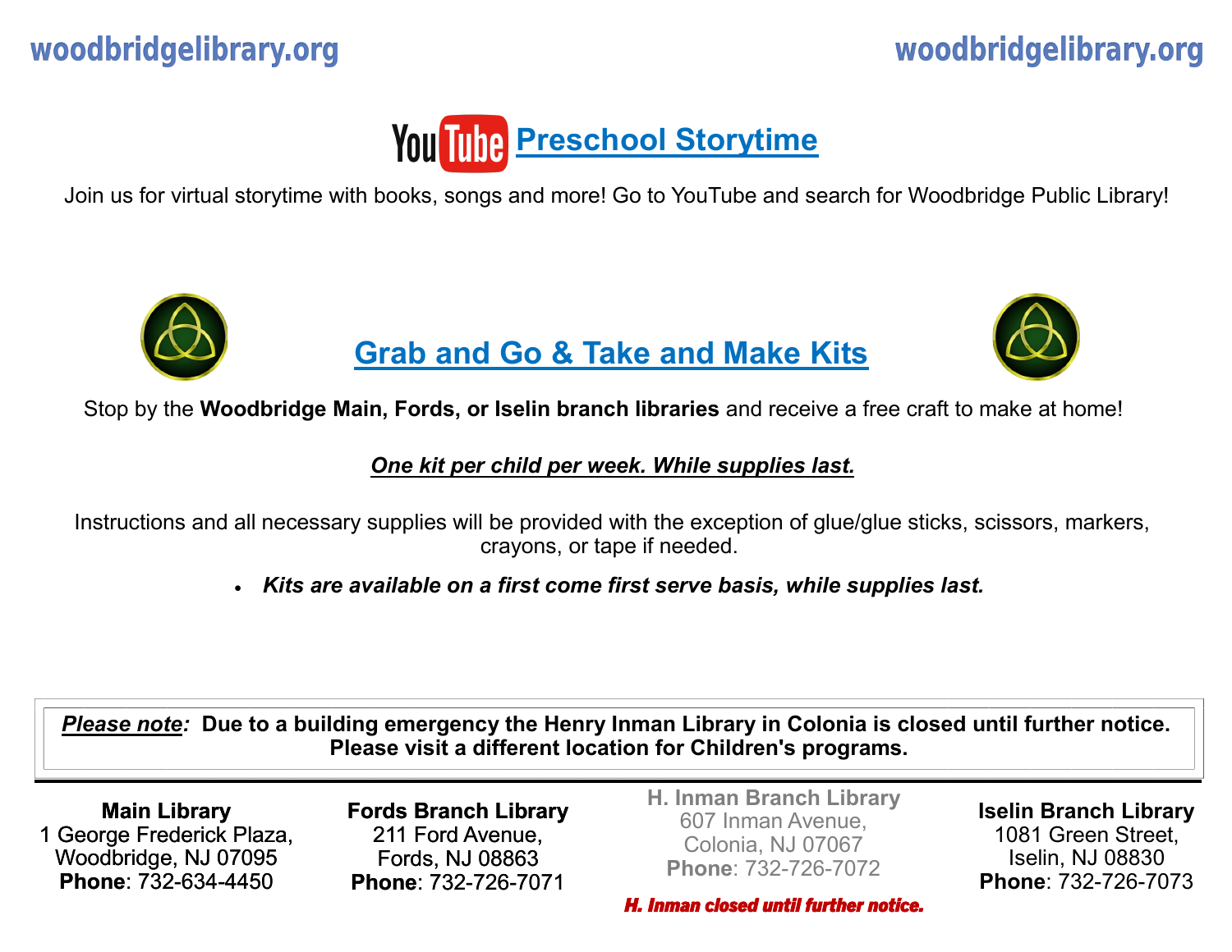## YouTube Preschool Storytime

Join us for virtual storytime with books, songs and more! Go to YouTube and search for Woodbridge Public Library!

## Grab and Go & Take and Make Kits

Stop by the **Woodbridge Main, Fords, or Iselin branch libraries** and receive a free craft to make at home!

***One kit per child per week. While supplies last.***

Instructions and all necessary supplies will be provided with the exception of glue/glue sticks, scissors, markers, crayons, or tape if needed.

- ***Kits are available on a first come first serve basis, while supplies last.***

***Please note:*** **Due to a building emergency the Henry Inman Library in Colonia is closed until further notice. Please visit a different location for Children's programs.**

**Main Library**
1 George Frederick Plaza,
Woodbridge, NJ 07095
**Phone**: 732-634-4450

**Fords Branch Library**
211 Ford Avenue,
Fords, NJ 08863
**Phone**: 732-726-7071

**H. Inman Branch Library**
607 Inman Avenue,
Colonia, NJ 07067
**Phone**: 732-726-7072

***H. Inman closed until further notice.***

**Iselin Branch Library**
1081 Green Street,
Iselin, NJ 08830
**Phone**: 732-726-7073